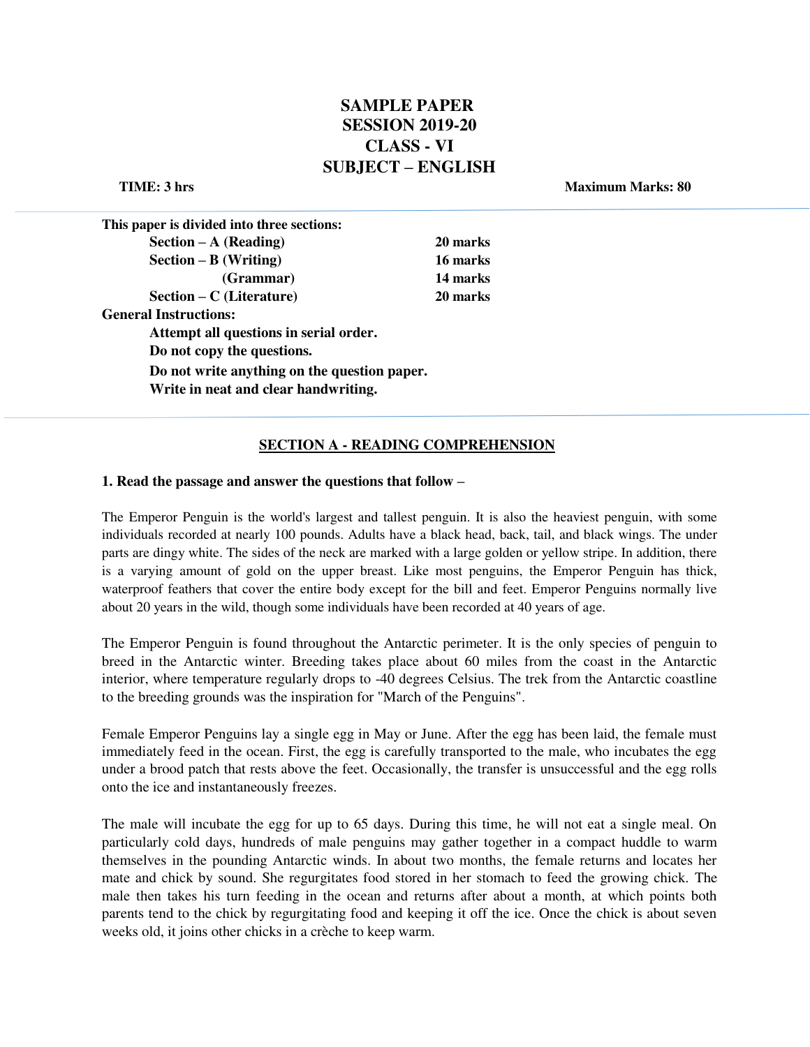# SAMPLE PAPER
# SESSION 2019-20
# CLASS - VI
# SUBJECT – ENGLISH

**TIME: 3 hrs** **Maximum Marks: 80**

---

**This paper is divided into three sections:**

| | |
|---|---|
| **Section – A (Reading)** | **20 marks** |
| **Section – B (Writing)** | **16 marks** |
| **(Grammar)** | **14 marks** |
| **Section – C (Literature)** | **20 marks** |

**General Instructions:**

**Attempt all questions in serial order.**
**Do not copy the questions.**
**Do not write anything on the question paper.**
**Write in neat and clear handwriting.**

---

## SECTION A - READING COMPREHENSION

**1. Read the passage and answer the questions that follow –**

The Emperor Penguin is the world's largest and tallest penguin. It is also the heaviest penguin, with some individuals recorded at nearly 100 pounds. Adults have a black head, back, tail, and black wings. The under parts are dingy white. The sides of the neck are marked with a large golden or yellow stripe. In addition, there is a varying amount of gold on the upper breast. Like most penguins, the Emperor Penguin has thick, waterproof feathers that cover the entire body except for the bill and feet. Emperor Penguins normally live about 20 years in the wild, though some individuals have been recorded at 40 years of age.

The Emperor Penguin is found throughout the Antarctic perimeter. It is the only species of penguin to breed in the Antarctic winter. Breeding takes place about 60 miles from the coast in the Antarctic interior, where temperature regularly drops to -40 degrees Celsius. The trek from the Antarctic coastline to the breeding grounds was the inspiration for "March of the Penguins".

Female Emperor Penguins lay a single egg in May or June. After the egg has been laid, the female must immediately feed in the ocean. First, the egg is carefully transported to the male, who incubates the egg under a brood patch that rests above the feet. Occasionally, the transfer is unsuccessful and the egg rolls onto the ice and instantaneously freezes.

The male will incubate the egg for up to 65 days. During this time, he will not eat a single meal. On particularly cold days, hundreds of male penguins may gather together in a compact huddle to warm themselves in the pounding Antarctic winds. In about two months, the female returns and locates her mate and chick by sound. She regurgitates food stored in her stomach to feed the growing chick. The male then takes his turn feeding in the ocean and returns after about a month, at which points both parents tend to the chick by regurgitating food and keeping it off the ice. Once the chick is about seven weeks old, it joins other chicks in a crèche to keep warm.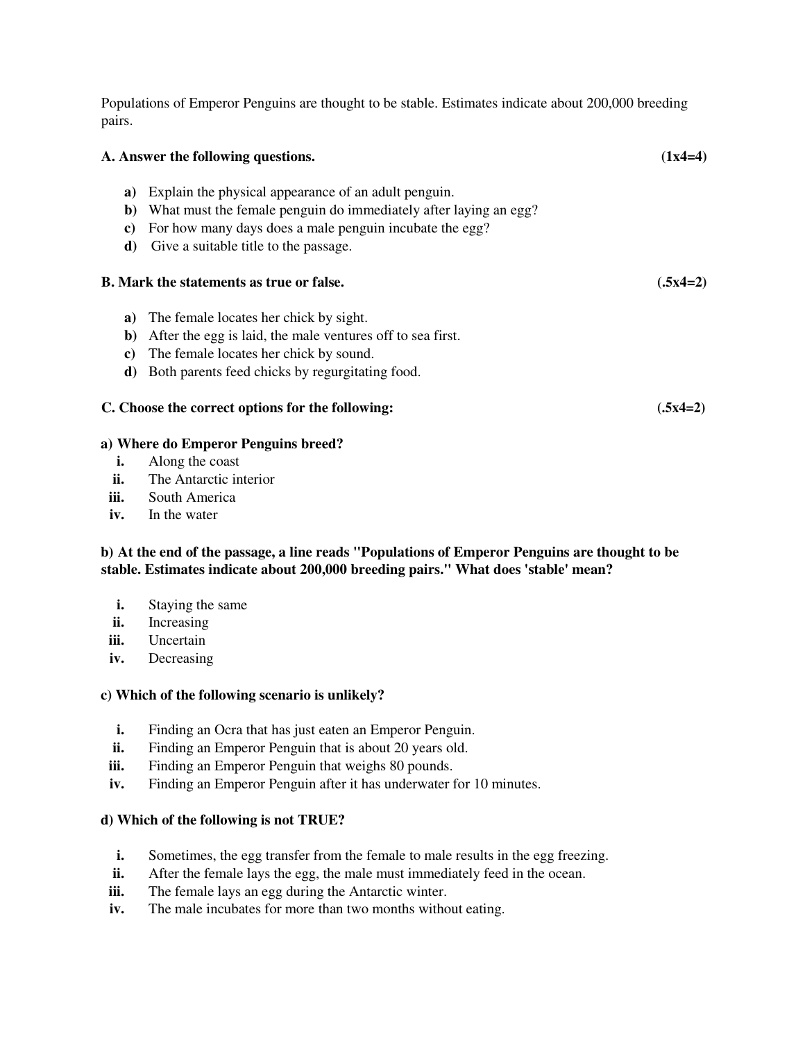Populations of Emperor Penguins are thought to be stable. Estimates indicate about 200,000 breeding pairs.

**A. Answer the following questions.** **(1x4=4)**

- **a)** Explain the physical appearance of an adult penguin.
- **b)** What must the female penguin do immediately after laying an egg?
- **c)** For how many days does a male penguin incubate the egg?
- **d)** Give a suitable title to the passage.

**B. Mark the statements as true or false.** **(.5x4=2)**

- **a)** The female locates her chick by sight.
- **b)** After the egg is laid, the male ventures off to sea first.
- **c)** The female locates her chick by sound.
- **d)** Both parents feed chicks by regurgitating food.

**C. Choose the correct options for the following:** **(.5x4=2)**

**a) Where do Emperor Penguins breed?**

- **i.** Along the coast
- **ii.** The Antarctic interior
- **iii.** South America
- **iv.** In the water

**b) At the end of the passage, a line reads "Populations of Emperor Penguins are thought to be stable. Estimates indicate about 200,000 breeding pairs." What does 'stable' mean?**

- **i.** Staying the same
- **ii.** Increasing
- **iii.** Uncertain
- **iv.** Decreasing

**c) Which of the following scenario is unlikely?**

- **i.** Finding an Ocra that has just eaten an Emperor Penguin.
- **ii.** Finding an Emperor Penguin that is about 20 years old.
- **iii.** Finding an Emperor Penguin that weighs 80 pounds.
- **iv.** Finding an Emperor Penguin after it has underwater for 10 minutes.

**d) Which of the following is not TRUE?**

- **i.** Sometimes, the egg transfer from the female to male results in the egg freezing.
- **ii.** After the female lays the egg, the male must immediately feed in the ocean.
- **iii.** The female lays an egg during the Antarctic winter.
- **iv.** The male incubates for more than two months without eating.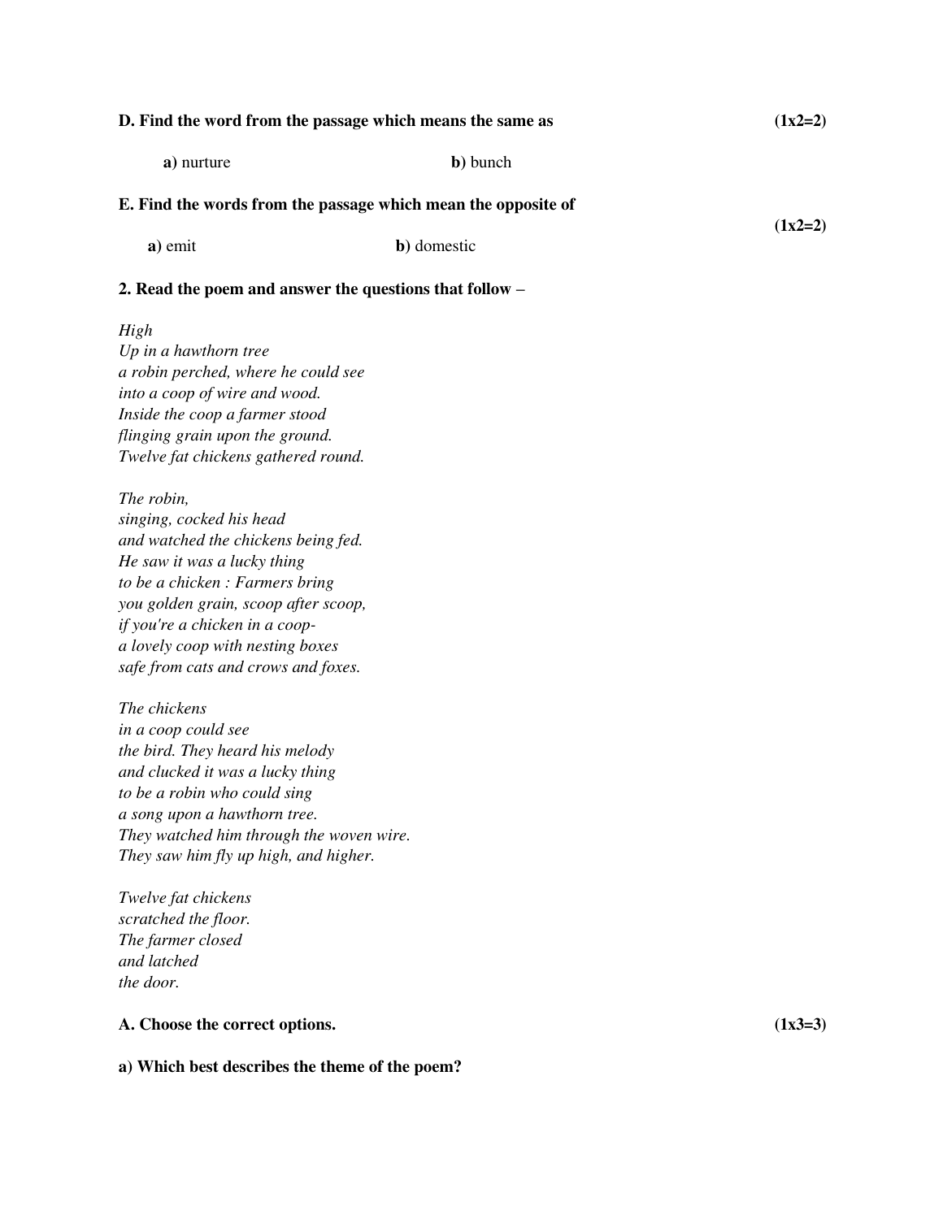**D. Find the word from the passage which means the same as** **(1x2=2)**

**a)** nurture **b)** bunch

**E. Find the words from the passage which mean the opposite of** **(1x2=2)**

**a)** emit **b)** domestic

**2. Read the poem and answer the questions that follow –**

*High*
*Up in a hawthorn tree*
*a robin perched, where he could see*
*into a coop of wire and wood.*
*Inside the coop a farmer stood*
*flinging grain upon the ground.*
*Twelve fat chickens gathered round.*

*The robin,*
*singing, cocked his head*
*and watched the chickens being fed.*
*He saw it was a lucky thing*
*to be a chicken : Farmers bring*
*you golden grain, scoop after scoop,*
*if you're a chicken in a coop-*
*a lovely coop with nesting boxes*
*safe from cats and crows and foxes.*

*The chickens*
*in a coop could see*
*the bird. They heard his melody*
*and clucked it was a lucky thing*
*to be a robin who could sing*
*a song upon a hawthorn tree.*
*They watched him through the woven wire.*
*They saw him fly up high, and higher.*

*Twelve fat chickens*
*scratched the floor.*
*The farmer closed*
*and latched*
*the door.*

**A. Choose the correct options.** **(1x3=3)**

**a) Which best describes the theme of the poem?**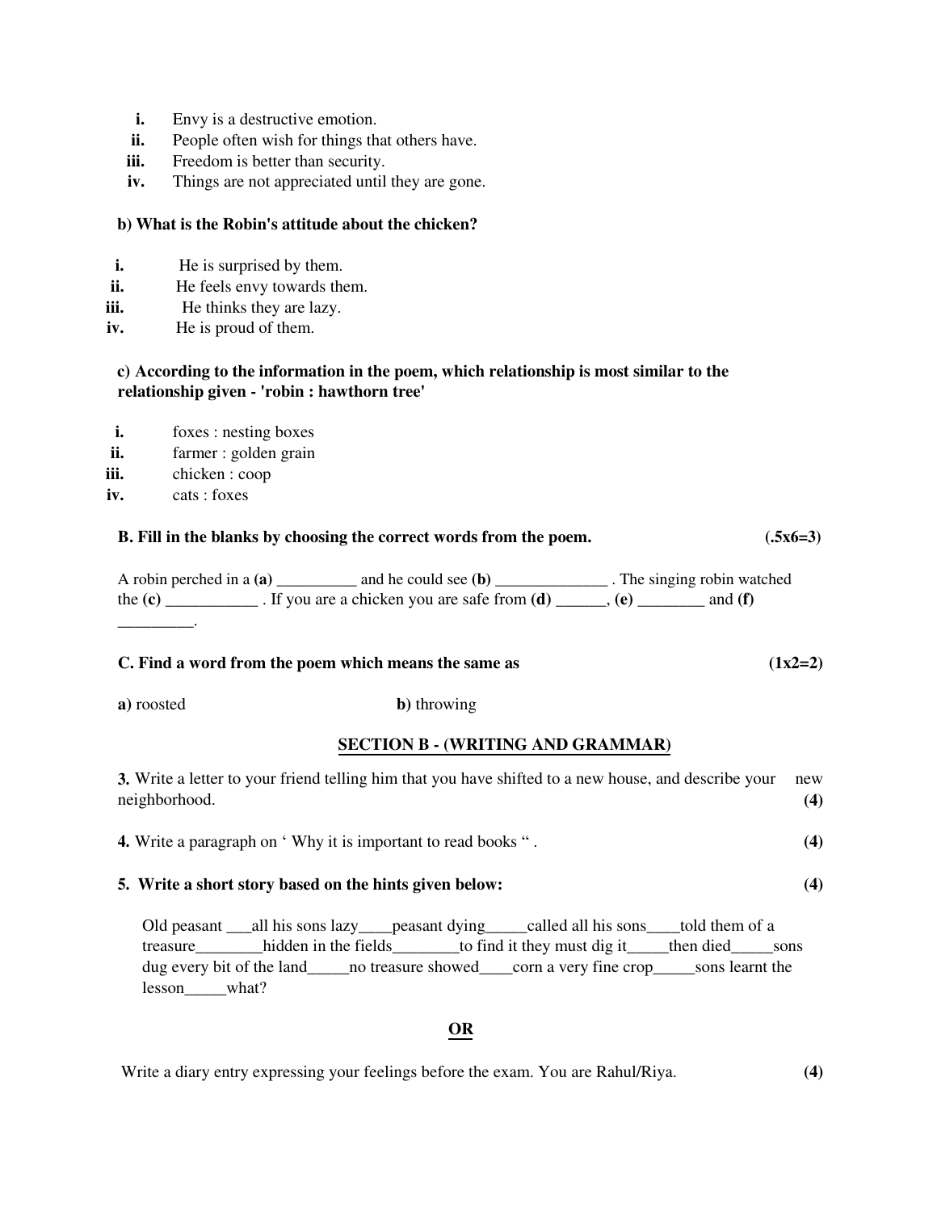i. Envy is a destructive emotion.
ii. People often wish for things that others have.
iii. Freedom is better than security.
iv. Things are not appreciated until they are gone.

**b) What is the Robin's attitude about the chicken?**

i. He is surprised by them.
ii. He feels envy towards them.
iii. He thinks they are lazy.
iv. He is proud of them.

**c) According to the information in the poem, which relationship is most similar to the relationship given - 'robin : hawthorn tree'**

i. foxes : nesting boxes
ii. farmer : golden grain
iii. chicken : coop
iv. cats : foxes

**B. Fill in the blanks by choosing the correct words from the poem.** **(.5x6=3)**

A robin perched in a **(a)** __________ and he could see **(b)** ______________ . The singing robin watched the **(c)** ___________ . If you are a chicken you are safe from **(d)** ______, **(e)** ________ and **(f)** _________.

**C. Find a word from the poem which means the same as** **(1x2=2)**

**a)** roosted **b)** throwing

## SECTION B - (WRITING AND GRAMMAR)

**3.** Write a letter to your friend telling him that you have shifted to a new house, and describe your new neighborhood. **(4)**

**4.** Write a paragraph on ' Why it is important to read books " . **(4)**

**5. Write a short story based on the hints given below:** **(4)**

Old peasant ___all his sons lazy____peasant dying_____called all his sons____told them of a treasure________hidden in the fields________to find it they must dig it_____then died_____sons dug every bit of the land_____no treasure showed____corn a very fine crop_____sons learnt the lesson_____what?

**OR**

Write a diary entry expressing your feelings before the exam. You are Rahul/Riya. **(4)**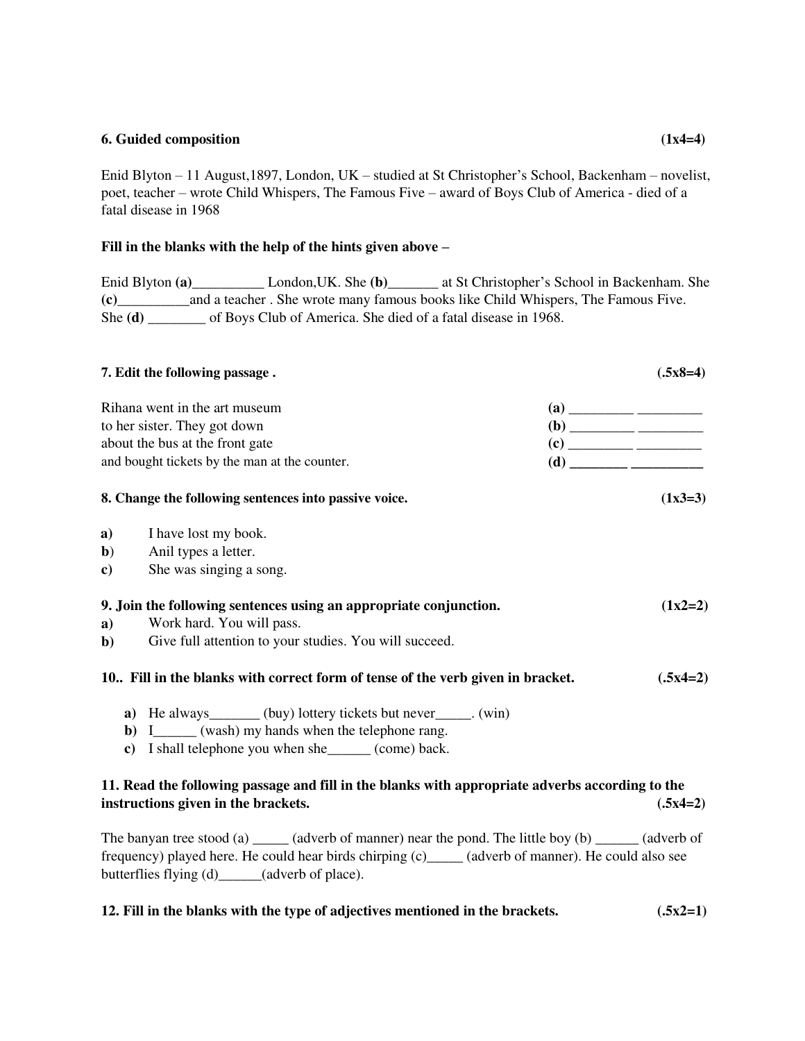**6. Guided composition** **(1x4=4)**

Enid Blyton – 11 August,1897, London, UK – studied at St Christopher's School, Backenham – novelist, poet, teacher – wrote Child Whispers, The Famous Five – award of Boys Club of America - died of a fatal disease in 1968

**Fill in the blanks with the help of the hints given above –**

Enid Blyton **(a)**__________ London,UK. She **(b)**_______ at St Christopher's School in Backenham. She **(c)**__________and a teacher . She wrote many famous books like Child Whispers, The Famous Five. She **(d)** ________ of Boys Club of America. She died of a fatal disease in 1968.

**7. Edit the following passage .** **(.5x8=4)**

| | |
|---|---|
| Rihana went in the art museum | **(a)** _________ _________ |
| to her sister. They got down | **(b)** _________ _________ |
| about the bus at the front gate | **(c)** _________ _________ |
| and bought tickets by the man at the counter. | **(d)** ________ __________ |

**8. Change the following sentences into passive voice.** **(1x3=3)**

**a)** I have lost my book.
**b)** Anil types a letter.
**c)** She was singing a song.

**9. Join the following sentences using an appropriate conjunction.** **(1x2=2)**

**a)** Work hard. You will pass.
**b)** Give full attention to your studies. You will succeed.

**10.. Fill in the blanks with correct form of tense of the verb given in bracket.** **(.5x4=2)**

**a)** He always_______ (buy) lottery tickets but never_____. (win)
**b)** I______ (wash) my hands when the telephone rang.
**c)** I shall telephone you when she______ (come) back.

**11. Read the following passage and fill in the blanks with appropriate adverbs according to the instructions given in the brackets.** **(.5x4=2)**

The banyan tree stood (a) _____ (adverb of manner) near the pond. The little boy (b) ______ (adverb of frequency) played here. He could hear birds chirping (c)_____ (adverb of manner). He could also see butterflies flying (d)______(adverb of place).

**12. Fill in the blanks with the type of adjectives mentioned in the brackets.** **(.5x2=1)**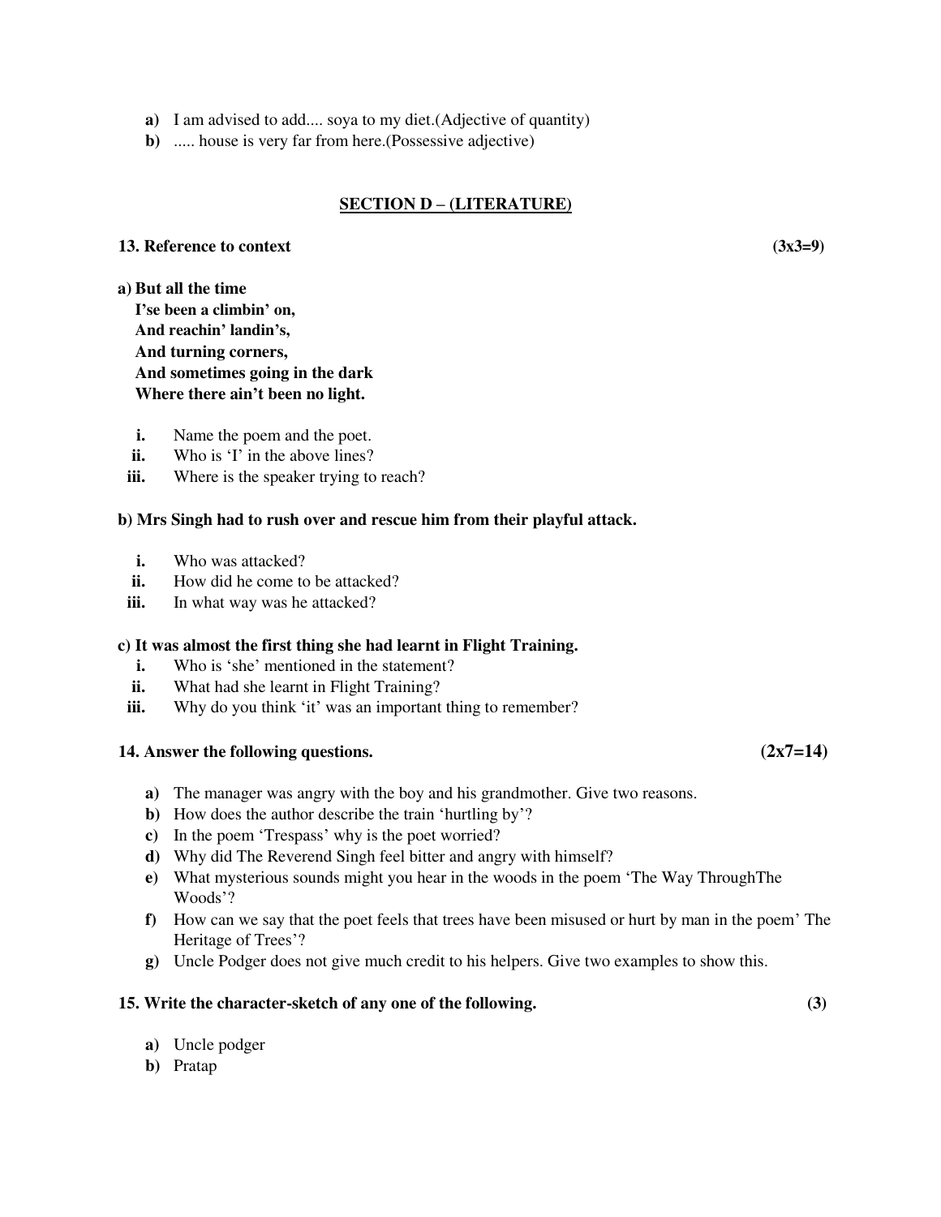a) I am advised to add.... soya to my diet.(Adjective of quantity)
b) ..... house is very far from here.(Possessive adjective)

## SECTION D – (LITERATURE)

**13. Reference to context** **(3x3=9)**

**a) But all the time**
**I'se been a climbin' on,**
**And reachin' landin's,**
**And turning corners,**
**And sometimes going in the dark**
**Where there ain't been no light.**

i. Name the poem and the poet.
ii. Who is 'I' in the above lines?
iii. Where is the speaker trying to reach?

**b) Mrs Singh had to rush over and rescue him from their playful attack.**

i. Who was attacked?
ii. How did he come to be attacked?
iii. In what way was he attacked?

**c) It was almost the first thing she had learnt in Flight Training.**

i. Who is 'she' mentioned in the statement?
ii. What had she learnt in Flight Training?
iii. Why do you think 'it' was an important thing to remember?

**14. Answer the following questions.** **(2x7=14)**

a) The manager was angry with the boy and his grandmother. Give two reasons.
b) How does the author describe the train 'hurtling by'?
c) In the poem 'Trespass' why is the poet worried?
d) Why did The Reverend Singh feel bitter and angry with himself?
e) What mysterious sounds might you hear in the woods in the poem 'The Way ThroughThe Woods'?
f) How can we say that the poet feels that trees have been misused or hurt by man in the poem' The Heritage of Trees'?
g) Uncle Podger does not give much credit to his helpers. Give two examples to show this.

**15. Write the character-sketch of any one of the following.** **(3)**

a) Uncle podger
b) Pratap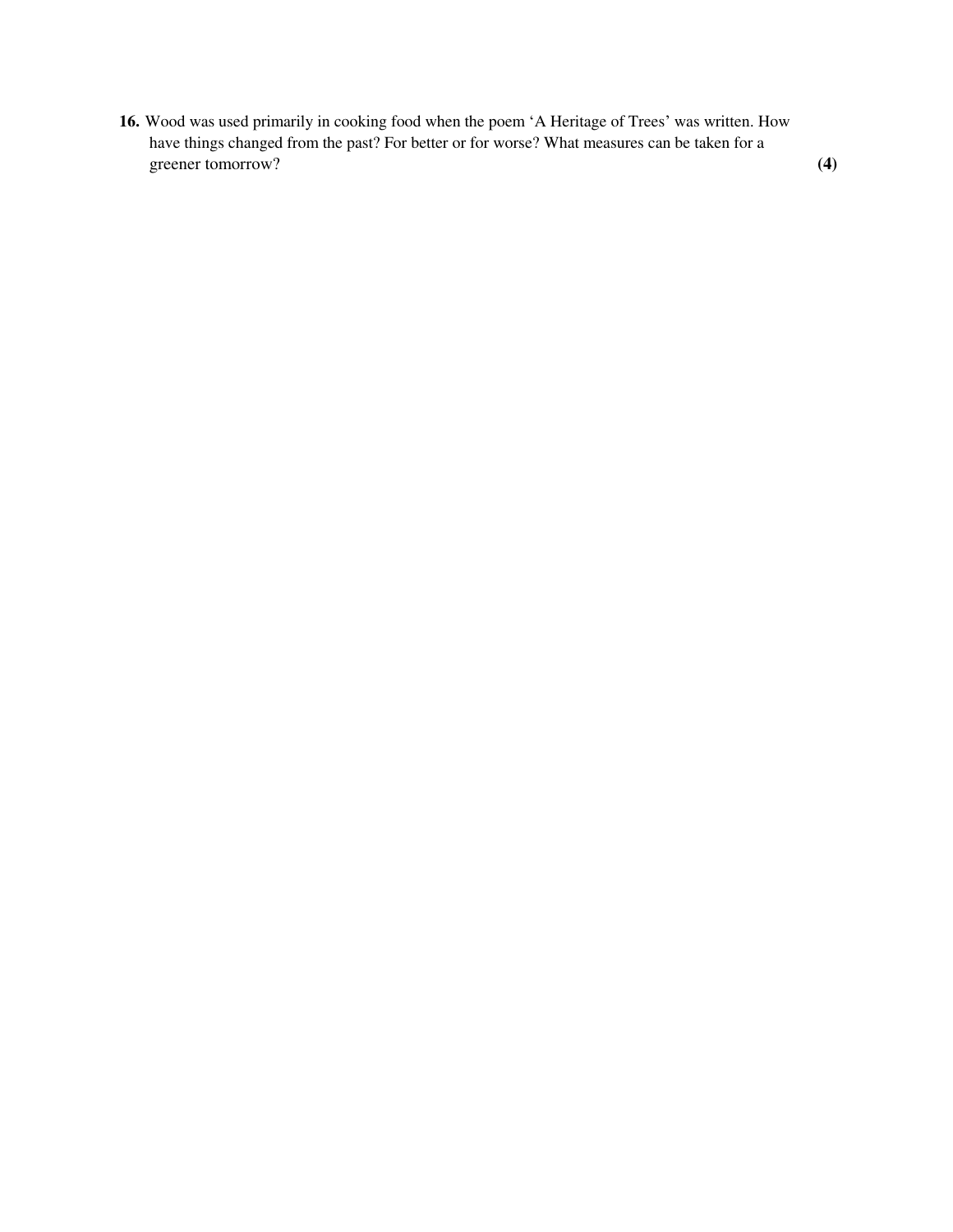**16.** Wood was used primarily in cooking food when the poem 'A Heritage of Trees' was written. How have things changed from the past? For better or for worse? What measures can be taken for a greener tomorrow? **(4)**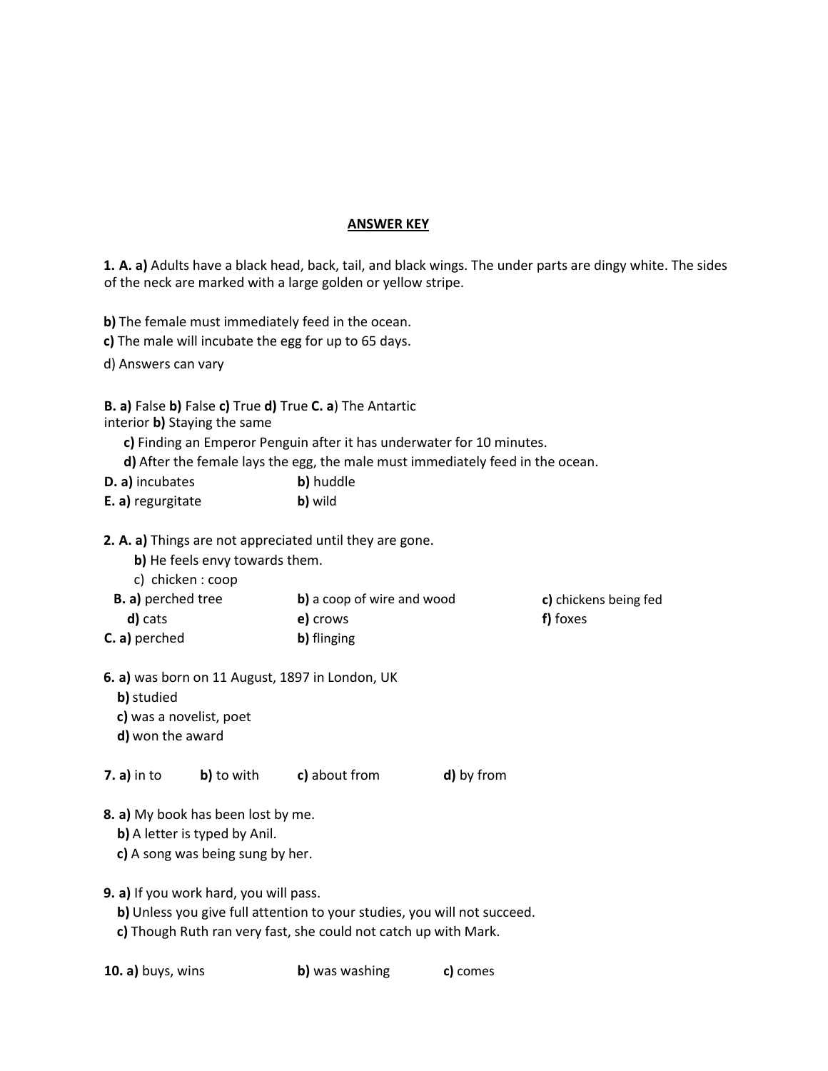# ANSWER KEY

**1. A. a)** Adults have a black head, back, tail, and black wings. The under parts are dingy white. The sides of the neck are marked with a large golden or yellow stripe.

**b)** The female must immediately feed in the ocean.
**c)** The male will incubate the egg for up to 65 days.
d) Answers can vary

**B. a)** False **b)** False **c)** True **d)** True **C. a**) The Antartic interior **b)** Staying the same
**c)** Finding an Emperor Penguin after it has underwater for 10 minutes.
**d)** After the female lays the egg, the male must immediately feed in the ocean.
**D. a)** incubates **b)** huddle
**E. a)** regurgitate **b)** wild

**2. A. a)** Things are not appreciated until they are gone.
**b)** He feels envy towards them.
c) chicken : coop
**B. a)** perched tree **b)** a coop of wire and wood **c)** chickens being fed
**d)** cats **e)** crows **f)** foxes
**C. a)** perched **b)** flinging

**6. a)** was born on 11 August, 1897 in London, UK
**b)** studied
**c)** was a novelist, poet
**d)** won the award

**7. a)** in to **b)** to with **c)** about from **d)** by from

**8. a)** My book has been lost by me.
**b)** A letter is typed by Anil.
**c)** A song was being sung by her.

**9. a)** If you work hard, you will pass.
**b)** Unless you give full attention to your studies, you will not succeed.
**c)** Though Ruth ran very fast, she could not catch up with Mark.

**10. a)** buys, wins **b)** was washing **c)** comes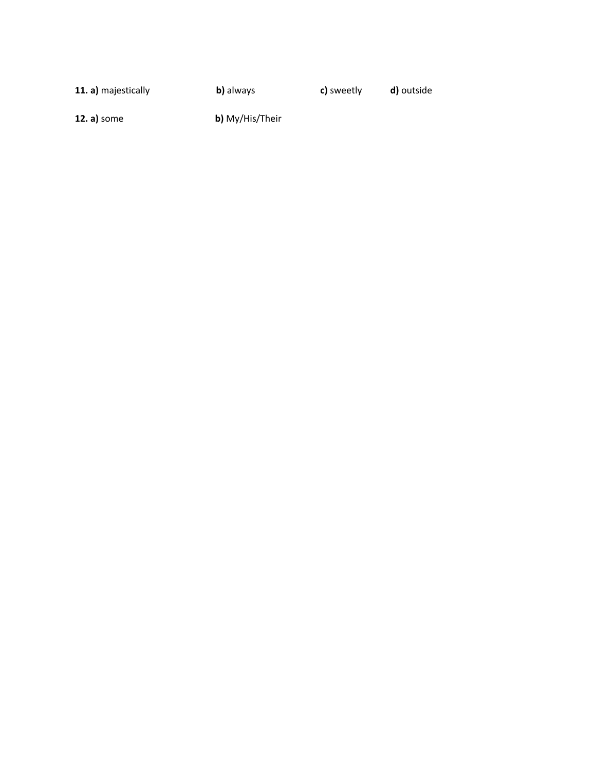**11. a)** majestically **b)** always **c)** sweetly **d)** outside

**12. a)** some **b)** My/His/Their